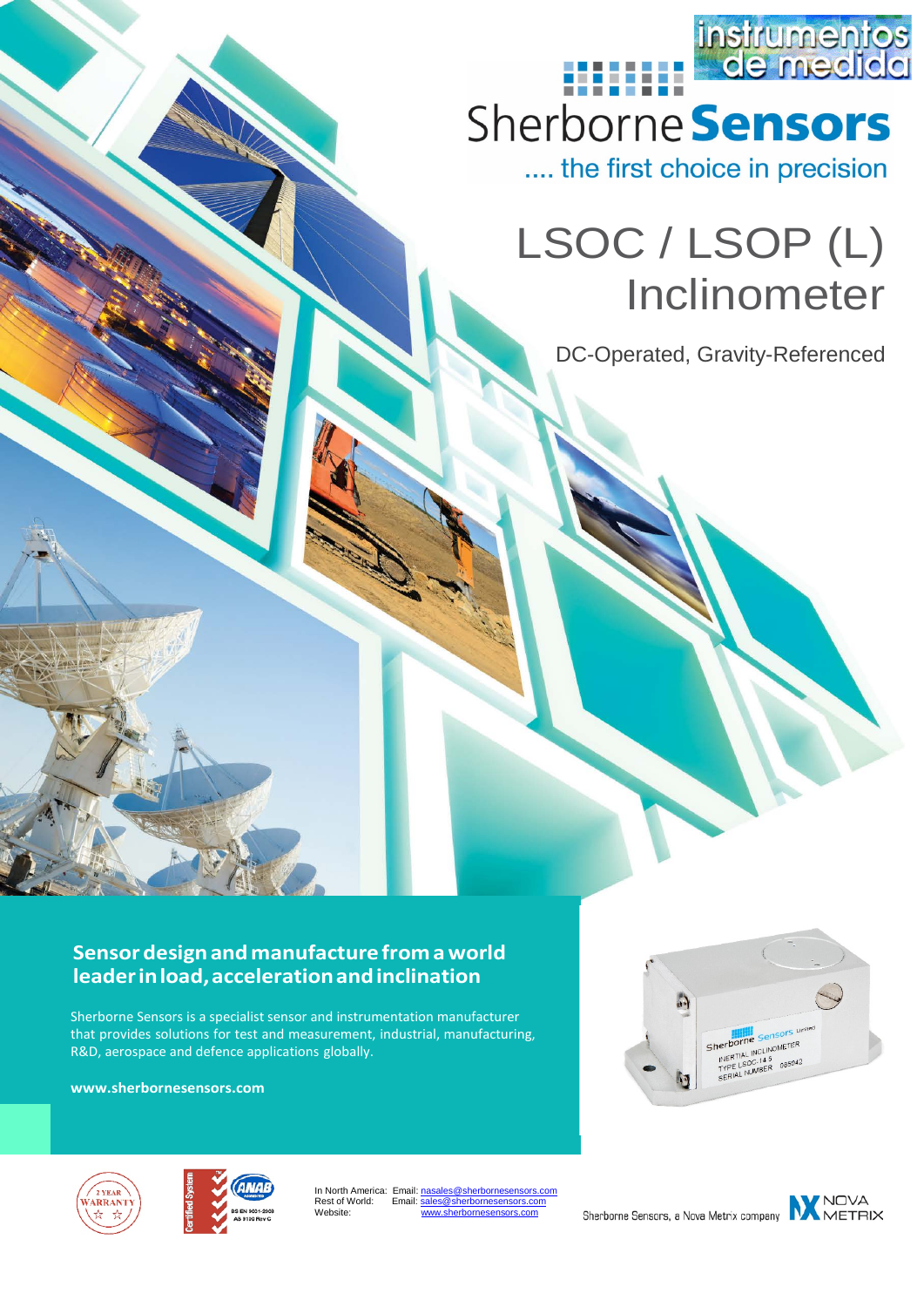instrumentos de medida

Sherborne Sensors

.... the first choice in precision

# LSOC / LSOP (L) Inclinometer

DC-Operated, Gravity-Referenced

## Sensor design and manufacture from a world leader in load, acceleration and inclination

Sherborne Sensors is a specialist sensor and instrumentation manufacturer that provides solutions for test and measurement, industrial, manufacturing, R&D, aerospace and defence applications globally.

**www.sherbornesensors.com**

2 YEAR WARRANTY

Certified System — ANAB — BS EN 9001:2008, AS 9100 Rev C

In North America: Email: nasales@sherbornesensors.com
Rest of World: Email: sales@sherbornesensors.com
Website: www.sherbornesensors.com

Sherborne Sensors, a Nova Metrix company — NOVA METRIX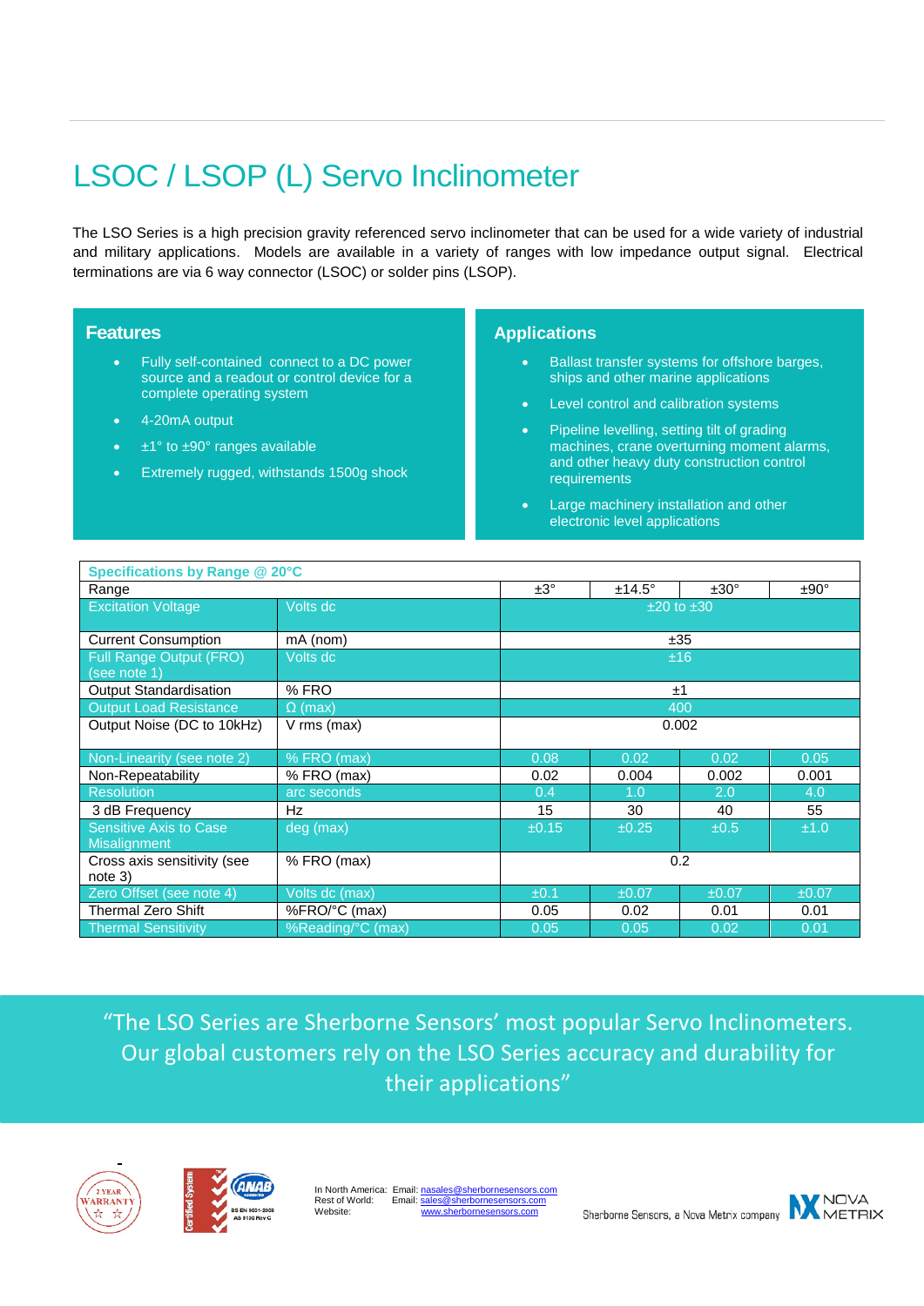# LSOC / LSOP (L) Servo Inclinometer

The LSO Series is a high precision gravity referenced servo inclinometer that can be used for a wide variety of industrial and military applications. Models are available in a variety of ranges with low impedance output signal. Electrical terminations are via 6 way connector (LSOC) or solder pins (LSOP).

## Features

- Fully self-contained connect to a DC power source and a readout or control device for a complete operating system
- 4-20mA output
- ±1° to ±90° ranges available
- Extremely rugged, withstands 1500g shock

## Applications

- Ballast transfer systems for offshore barges, ships and other marine applications
- Level control and calibration systems
- Pipeline levelling, setting tilt of grading machines, crane overturning moment alarms, and other heavy duty construction control requirements
- Large machinery installation and other electronic level applications

| Specifications by Range @ 20°C | | | | | |
|---|---|---|---|---|---|
| Range | | ±3° | ±14.5° | ±30° | ±90° |
| Excitation Voltage | Volts dc | ±20 to ±30 | | | |
| Current Consumption | mA (nom) | ±35 | | | |
| Full Range Output (FRO) (see note 1) | Volts dc | ±16 | | | |
| Output Standardisation | % FRO | ±1 | | | |
| Output Load Resistance | Ω (max) | 400 | | | |
| Output Noise (DC to 10kHz) | V rms (max) | 0.002 | | | |
| Non-Linearity (see note 2) | % FRO (max) | 0.08 | 0.02 | 0.02 | 0.05 |
| Non-Repeatability | % FRO (max) | 0.02 | 0.004 | 0.002 | 0.001 |
| Resolution | arc seconds | 0.4 | 1.0 | 2.0 | 4.0 |
| 3 dB Frequency | Hz | 15 | 30 | 40 | 55 |
| Sensitive Axis to Case Misalignment | deg (max) | ±0.15 | ±0.25 | ±0.5 | ±1.0 |
| Cross axis sensitivity (see note 3) | % FRO (max) | 0.2 | | | |
| Zero Offset (see note 4) | Volts dc (max) | ±0.1 | ±0.07 | ±0.07 | ±0.07 |
| Thermal Zero Shift | %FRO/°C (max) | 0.05 | 0.02 | 0.01 | 0.01 |
| Thermal Sensitivity | %Reading/°C (max) | 0.05 | 0.05 | 0.02 | 0.01 |

“The LSO Series are Sherborne Sensors’ most popular Servo Inclinometers. Our global customers rely on the LSO Series accuracy and durability for their applications”

In North America: Email: nasales@sherbornesensors.com
Rest of World: Email: sales@sherbornesensors.com
Website: www.sherbornesensors.com

Sherborne Sensors, a Nova Metrix company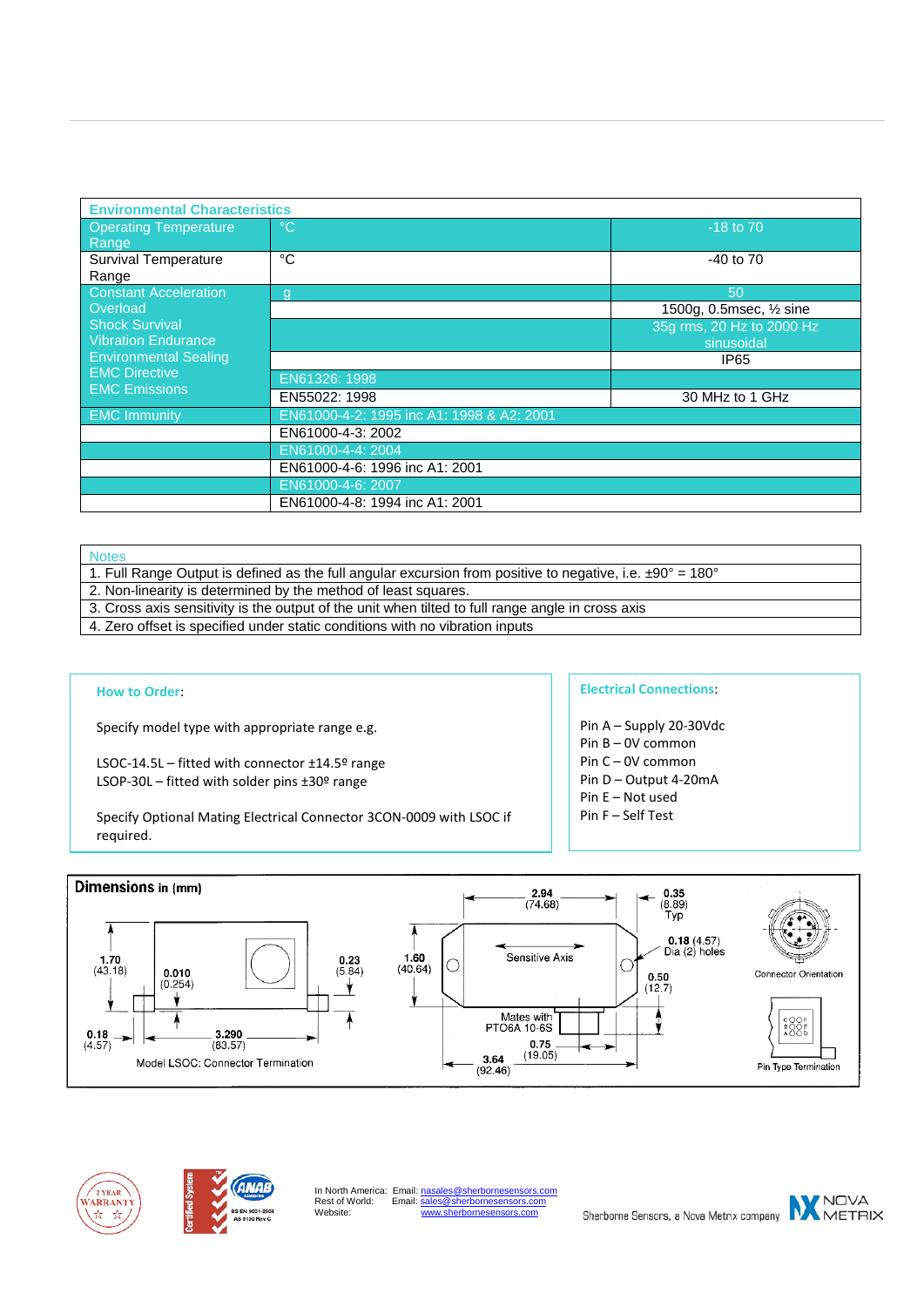| Environmental Characteristics | | |
|---|---|---|
| Operating Temperature Range | °C | -18 to 70 |
| Survival Temperature Range | °C | -40 to 70 |
| Constant Acceleration Overload | g | 50 |
| Shock Survival | | 1500g, 0.5msec, ½ sine |
| Vibration Endurance | | 35g rms, 20 Hz to 2000 Hz sinusoidal |
| Environmental Sealing | | IP65 |
| EMC Directive | EN61326: 1998 | |
| EMC Emissions | EN55022: 1998 | 30 MHz to 1 GHz |
| EMC Immunity | EN61000-4-2: 1995 inc A1: 1998 & A2: 2001 | |
| | EN61000-4-3: 2002 | |
| | EN61000-4-4: 2004 | |
| | EN61000-4-6: 1996 inc A1: 2001 | |
| | EN61000-4-6: 2007 | |
| | EN61000-4-8: 1994 inc A1: 2001 | |

| Notes |
|---|
| 1. Full Range Output is defined as the full angular excursion from positive to negative, i.e. ±90° = 180° |
| 2. Non-linearity is determined by the method of least squares. |
| 3. Cross axis sensitivity is the output of the unit when tilted to full range angle in cross axis |
| 4. Zero offset is specified under static conditions with no vibration inputs |

**How to Order**:

Specify model type with appropriate range e.g.

LSOC-14.5L – fitted with connector ±14.5º range
LSOP-30L – fitted with solder pins ±30º range

Specify Optional Mating Electrical Connector 3CON-0009 with LSOC if required.

**Electrical Connections**:

Pin A – Supply 20-30Vdc
Pin B – 0V common
Pin C – 0V common
Pin D – Output 4-20mA
Pin E – Not used
Pin F – Self Test

**Dimensions** in (mm)

1.70 (43.18)
0.010 (0.254)
0.23 (5.84)
0.18 (4.57)
3.290 (83.57)
Model LSOC: Connector Termination

2.94 (74.68)
0.35 (8.89) Typ
0.18 (4.57) Dia (2) holes
1.60 (40.64)
Sensitive Axis
0.50 (12.7)
Mates with PTO6A 10-6S
0.75 (19.05)
3.64 (92.46)

Connector Orientation

Pin Type Termination

In North America: Email: nasales@sherbornesensors.com
Rest of World: Email: sales@sherbornesensors.com
Website: www.sherbornesensors.com

Sherborne Sensors, a Nova Metrix company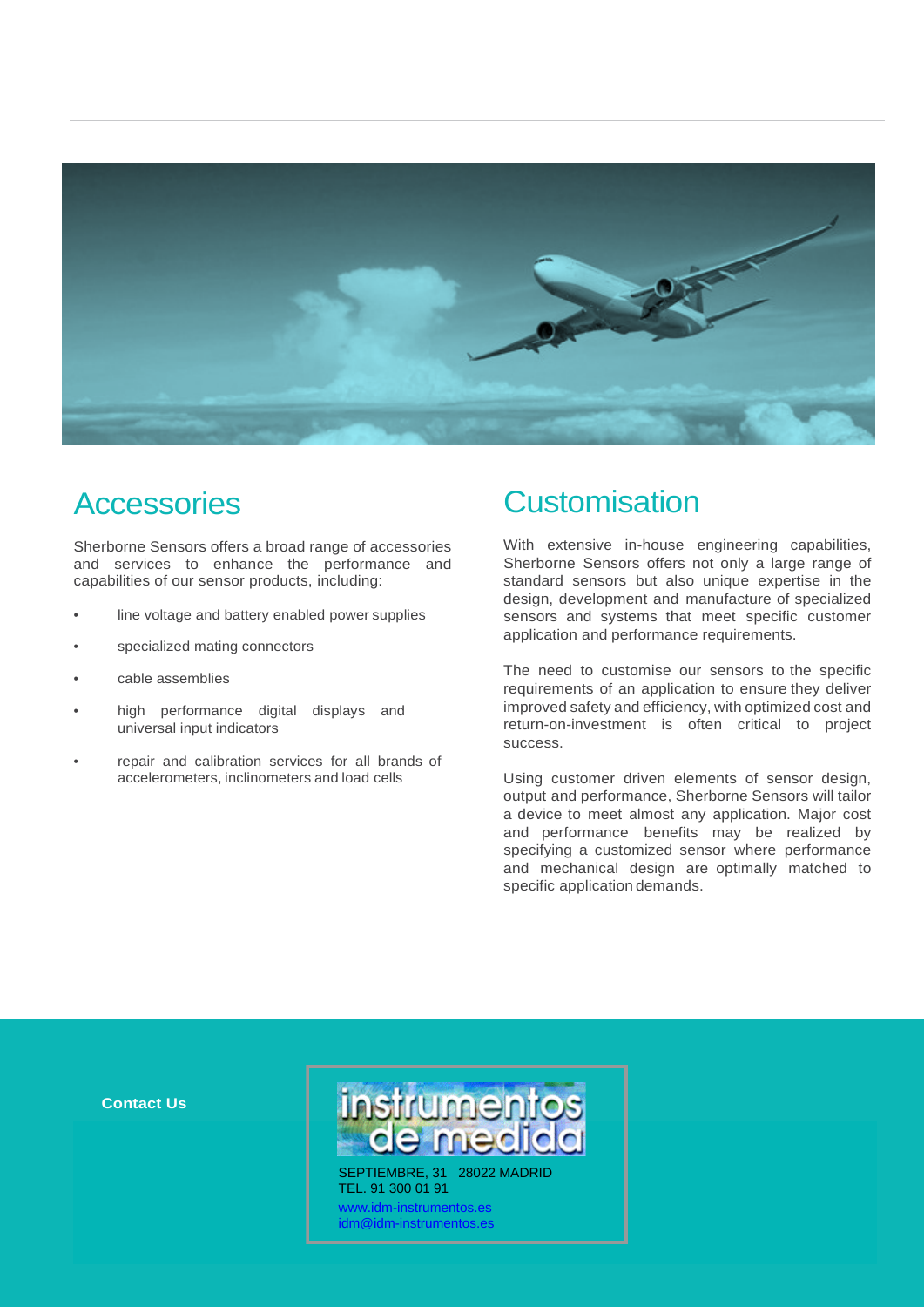## Accessories

Sherborne Sensors offers a broad range of accessories and services to enhance the performance and capabilities of our sensor products, including:

- line voltage and battery enabled power supplies
- specialized mating connectors
- cable assemblies
- high performance digital displays and universal input indicators
- repair and calibration services for all brands of accelerometers, inclinometers and load cells

## Customisation

With extensive in-house engineering capabilities, Sherborne Sensors offers not only a large range of standard sensors but also unique expertise in the design, development and manufacture of specialized sensors and systems that meet specific customer application and performance requirements.

The need to customise our sensors to the specific requirements of an application to ensure they deliver improved safety and efficiency, with optimized cost and return-on-investment is often critical to project success.

Using customer driven elements of sensor design, output and performance, Sherborne Sensors will tailor a device to meet almost any application. Major cost and performance benefits may be realized by specifying a customized sensor where performance and mechanical design are optimally matched to specific application demands.

**Contact Us**

instrumentos de medida

SEPTIEMBRE, 31 28022 MADRID
TEL. 91 300 01 91
www.idm-instrumentos.es
idm@idm-instrumentos.es